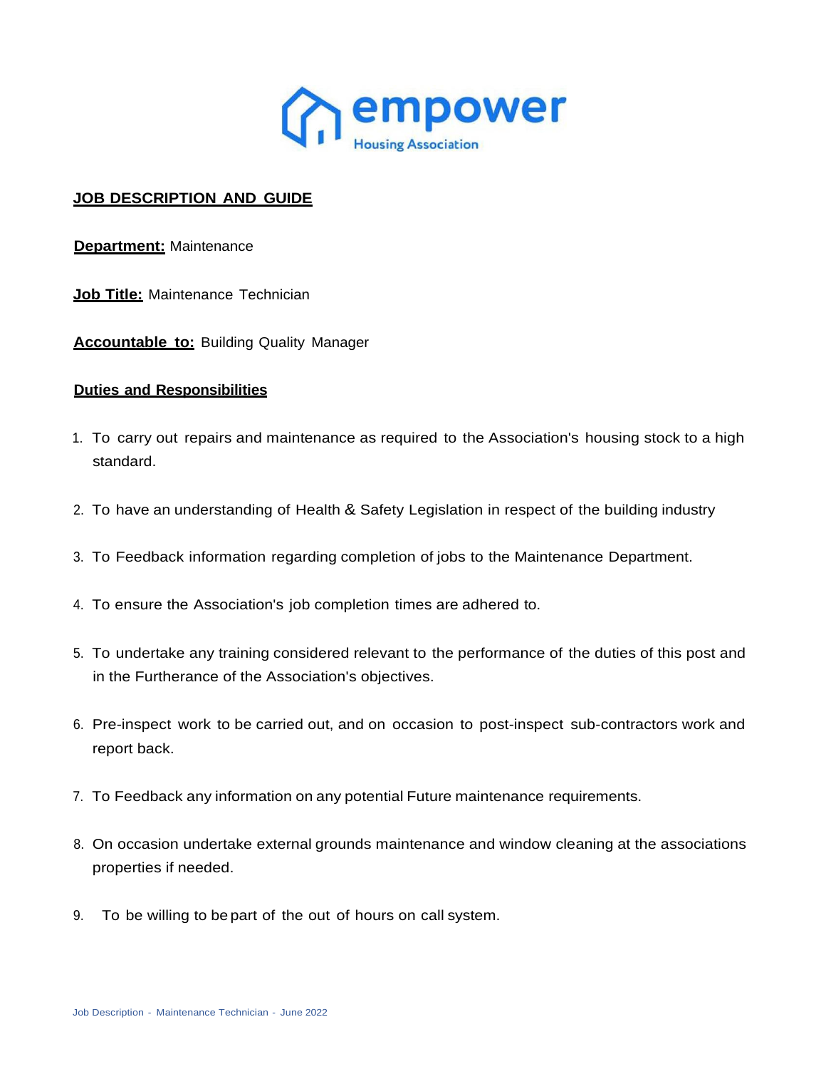# JOB DESCRIPTION AND GUIDE

**Department:** Maintenance

**Job Title:** Maintenance Technician

**Accountable to:** Building Quality Manager

## Duties and Responsibilities

1. To carry out repairs and maintenance as required to the Association's housing stock to a high standard.

2. To have an understanding of Health & Safety Legislation in respect of the building industry

3. To Feedback information regarding completion of jobs to the Maintenance Department.

4. To ensure the Association's job completion times are adhered to.

5. To undertake any training considered relevant to the performance of the duties of this post and in the Furtherance of the Association's objectives.

6. Pre-inspect work to be carried out, and on occasion to post-inspect sub-contractors work and report back.

7. To Feedback any information on any potential Future maintenance requirements.

8. On occasion undertake external grounds maintenance and window cleaning at the associations properties if needed.

9. To be willing to be part of the out of hours on call system.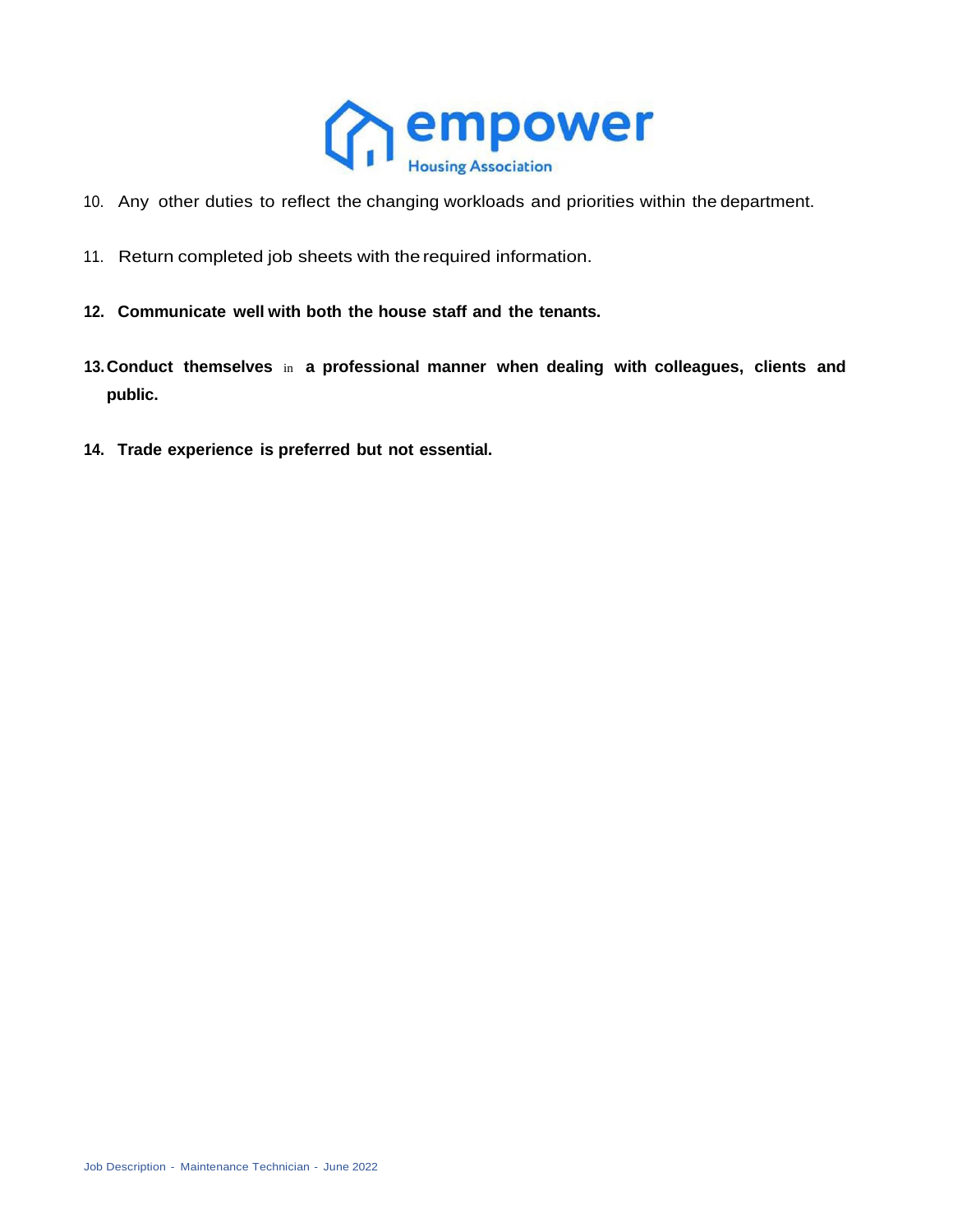10. Any other duties to reflect the changing workloads and priorities within the department.

11. Return completed job sheets with the required information.

**12. Communicate well with both the house staff and the tenants.**

**13. Conduct themselves in a professional manner when dealing with colleagues, clients and public.**

**14. Trade experience is preferred but not essential.**